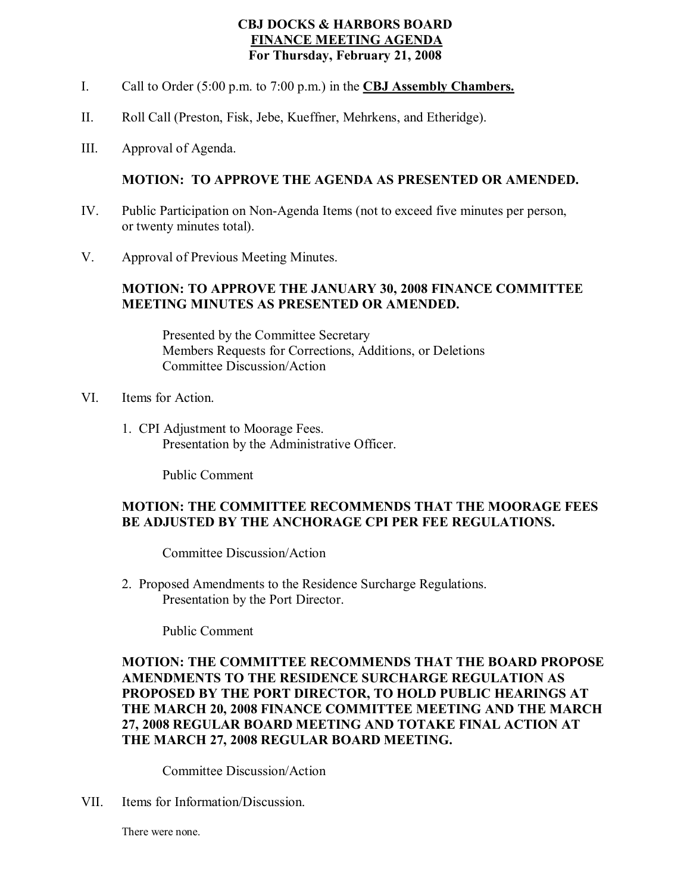# CBJ DOCKS & HARBORS BOARD
## FINANCE MEETING AGENDA
### For Thursday, February 21, 2008

I. Call to Order (5:00 p.m. to 7:00 p.m.) in the **CBJ Assembly Chambers.**

II. Roll Call (Preston, Fisk, Jebe, Kueffner, Mehrkens, and Etheridge).

III. Approval of Agenda.

**MOTION: TO APPROVE THE AGENDA AS PRESENTED OR AMENDED.**

IV. Public Participation on Non-Agenda Items (not to exceed five minutes per person, or twenty minutes total).

V. Approval of Previous Meeting Minutes.

**MOTION: TO APPROVE THE JANUARY 30, 2008 FINANCE COMMITTEE MEETING MINUTES AS PRESENTED OR AMENDED.**

Presented by the Committee Secretary
Members Requests for Corrections, Additions, or Deletions
Committee Discussion/Action

VI. Items for Action.

1. CPI Adjustment to Moorage Fees.
   Presentation by the Administrative Officer.

   Public Comment

**MOTION: THE COMMITTEE RECOMMENDS THAT THE MOORAGE FEES BE ADJUSTED BY THE ANCHORAGE CPI PER FEE REGULATIONS.**

Committee Discussion/Action

2. Proposed Amendments to the Residence Surcharge Regulations.
   Presentation by the Port Director.

   Public Comment

**MOTION: THE COMMITTEE RECOMMENDS THAT THE BOARD PROPOSE AMENDMENTS TO THE RESIDENCE SURCHARGE REGULATION AS PROPOSED BY THE PORT DIRECTOR, TO HOLD PUBLIC HEARINGS AT THE MARCH 20, 2008 FINANCE COMMITTEE MEETING AND THE MARCH 27, 2008 REGULAR BOARD MEETING AND TOTAKE FINAL ACTION AT THE MARCH 27, 2008 REGULAR BOARD MEETING.**

Committee Discussion/Action

VII. Items for Information/Discussion.

There were none.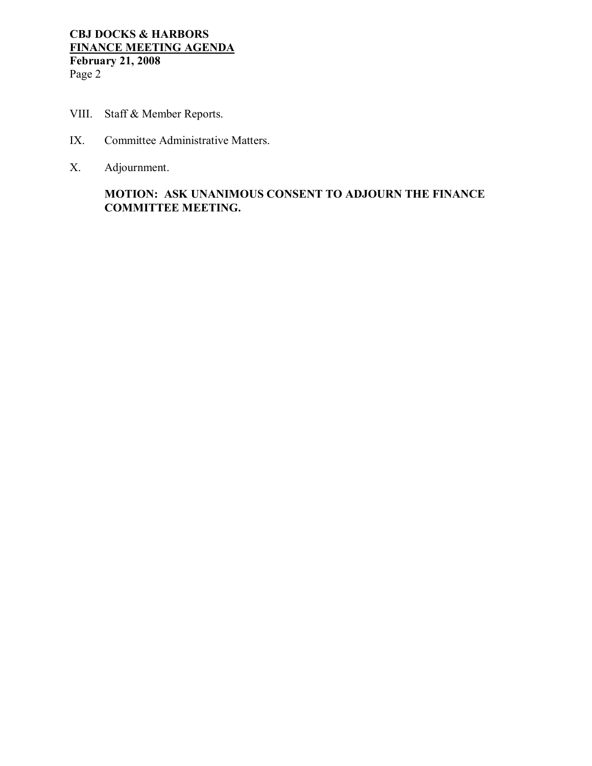VIII. Staff & Member Reports.

IX. Committee Administrative Matters.

X. Adjournment.

**MOTION: ASK UNANIMOUS CONSENT TO ADJOURN THE FINANCE COMMITTEE MEETING.**